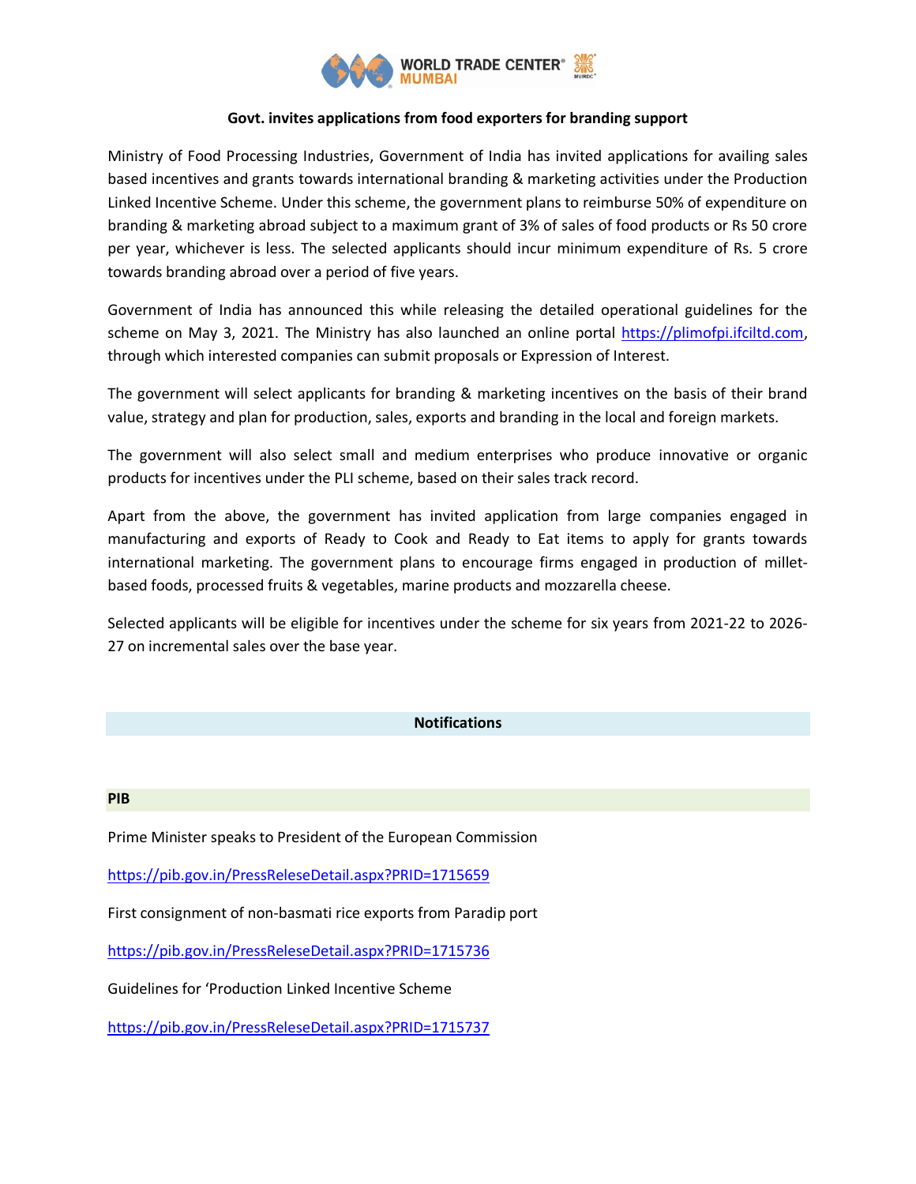## Govt. invites applications from food exporters for branding support

Ministry of Food Processing Industries, Government of India has invited applications for availing sales based incentives and grants towards international branding & marketing activities under the Production Linked Incentive Scheme. Under this scheme, the government plans to reimburse 50% of expenditure on branding & marketing abroad subject to a maximum grant of 3% of sales of food products or Rs 50 crore per year, whichever is less. The selected applicants should incur minimum expenditure of Rs. 5 crore towards branding abroad over a period of five years.

Government of India has announced this while releasing the detailed operational guidelines for the scheme on May 3, 2021. The Ministry has also launched an online portal https://plimofpi.ifciltd.com, through which interested companies can submit proposals or Expression of Interest.

The government will select applicants for branding & marketing incentives on the basis of their brand value, strategy and plan for production, sales, exports and branding in the local and foreign markets.

The government will also select small and medium enterprises who produce innovative or organic products for incentives under the PLI scheme, based on their sales track record.

Apart from the above, the government has invited application from large companies engaged in manufacturing and exports of Ready to Cook and Ready to Eat items to apply for grants towards international marketing. The government plans to encourage firms engaged in production of millet-based foods, processed fruits & vegetables, marine products and mozzarella cheese.

Selected applicants will be eligible for incentives under the scheme for six years from 2021-22 to 2026-27 on incremental sales over the base year.

## Notifications

### PIB

Prime Minister speaks to President of the European Commission

https://pib.gov.in/PressReleseDetail.aspx?PRID=1715659

First consignment of non-basmati rice exports from Paradip port

https://pib.gov.in/PressReleseDetail.aspx?PRID=1715736

Guidelines for 'Production Linked Incentive Scheme

https://pib.gov.in/PressReleseDetail.aspx?PRID=1715737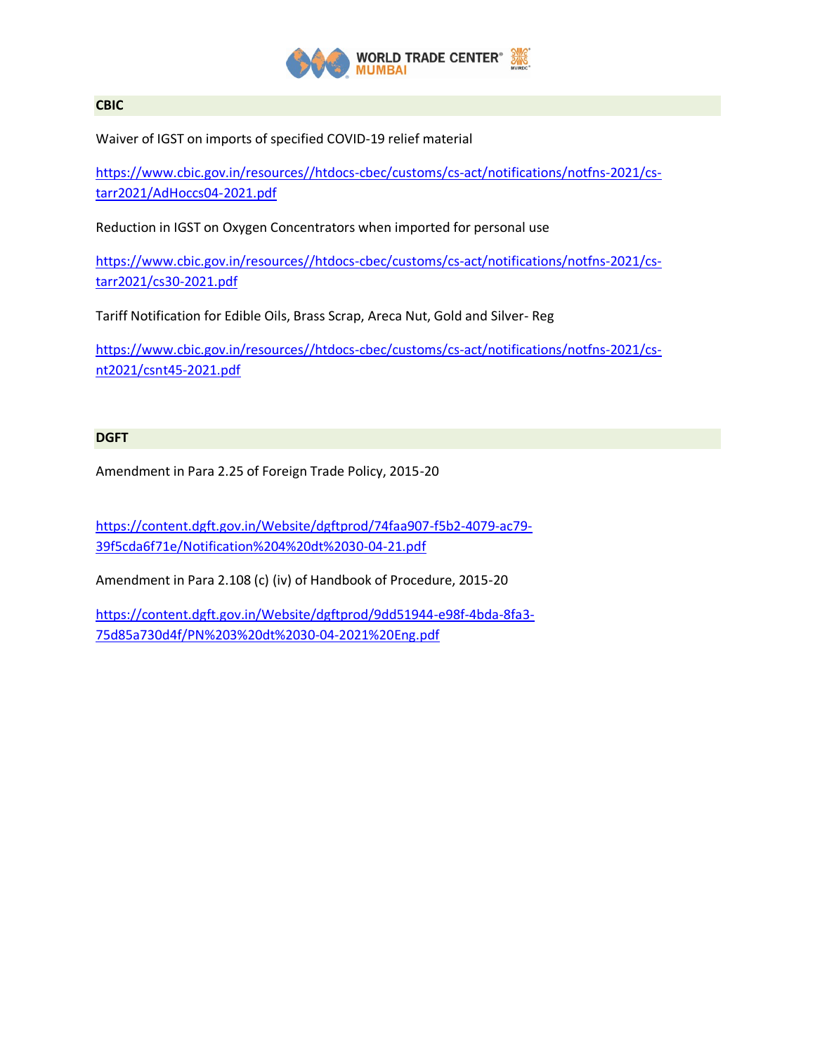**CBIC**

Waiver of IGST on imports of specified COVID-19 relief material

https://www.cbic.gov.in/resources//htdocs-cbec/customs/cs-act/notifications/notfns-2021/cs-tarr2021/AdHoccs04-2021.pdf

Reduction in IGST on Oxygen Concentrators when imported for personal use

https://www.cbic.gov.in/resources//htdocs-cbec/customs/cs-act/notifications/notfns-2021/cs-tarr2021/cs30-2021.pdf

Tariff Notification for Edible Oils, Brass Scrap, Areca Nut, Gold and Silver- Reg

https://www.cbic.gov.in/resources//htdocs-cbec/customs/cs-act/notifications/notfns-2021/cs-nt2021/csnt45-2021.pdf

**DGFT**

Amendment in Para 2.25 of Foreign Trade Policy, 2015-20

https://content.dgft.gov.in/Website/dgftprod/74faa907-f5b2-4079-ac79-39f5cda6f71e/Notification%204%20dt%2030-04-21.pdf

Amendment in Para 2.108 (c) (iv) of Handbook of Procedure, 2015-20

https://content.dgft.gov.in/Website/dgftprod/9dd51944-e98f-4bda-8fa3-75d85a730d4f/PN%203%20dt%2030-04-2021%20Eng.pdf